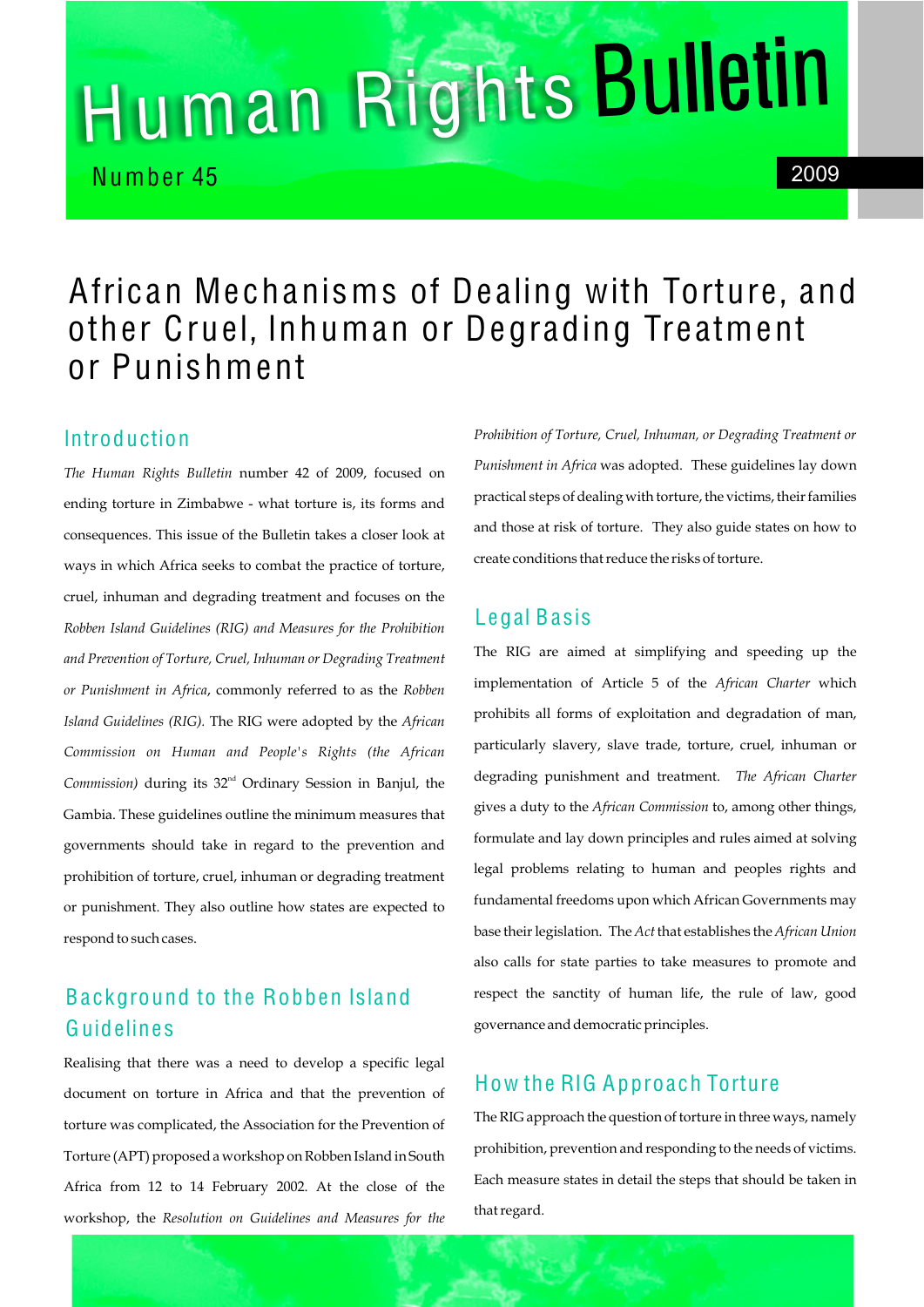# Human Rights Bulletin

Number 45 2009

# African Mechanisms of Dealing with Torture, and other Cruel, Inhuman or Degrading Treatment or Punishment

## Introduction

*The Human Rights Bulletin* number 42 of 2009, focused on ending torture in Zimbabwe - what torture is, its forms and consequences. This issue of the Bulletin takes a closer look at ways in which Africa seeks to combat the practice of torture, cruel, inhuman and degrading treatment and focuses on the *Robben Island Guidelines (RIG) and Measures for the Prohibition and Prevention of Torture, Cruel, Inhuman or Degrading Treatment or Punishment in Africa*, commonly referred to as the *Robben Island Guidelines (RIG).* The RIG were adopted by the *African Commission on Human and People's Rights (the African Commission)* during its 32nd Ordinary Session in Banjul, the Gambia. These guidelines outline the minimum measures that governments should take in regard to the prevention and prohibition of torture, cruel, inhuman or degrading treatment or punishment. They also outline how states are expected to respond to such cases.

## Background to the Robben Island Guidelines

Realising that there was a need to develop a specific legal document on torture in Africa and that the prevention of torture was complicated, the Association for the Prevention of Torture (APT) proposed a workshop on Robben Island in South Africa from 12 to 14 February 2002. At the close of the workshop, the *Resolution on Guidelines and Measures for the Prohibition of Torture, Cruel, Inhuman, or Degrading Treatment or Punishment in Africa* was adopted. These guidelines lay down practical steps of dealing with torture, the victims, their families and those at risk of torture. They also guide states on how to create conditions that reduce the risks of torture.

## Legal Basis

The RIG are aimed at simplifying and speeding up the implementation of Article 5 of the *African Charter* which prohibits all forms of exploitation and degradation of man, particularly slavery, slave trade, torture, cruel, inhuman or degrading punishment and treatment. *The African Charter* gives a duty to the *African Commission* to, among other things, formulate and lay down principles and rules aimed at solving legal problems relating to human and peoples rights and fundamental freedoms upon which African Governments may base their legislation. The *Act* that establishes the *African Union* also calls for state parties to take measures to promote and respect the sanctity of human life, the rule of law, good governance and democratic principles.

## How the RIG Approach Torture

The RIG approach the question of torture in three ways, namely prohibition, prevention and responding to the needs of victims. Each measure states in detail the steps that should be taken in that regard.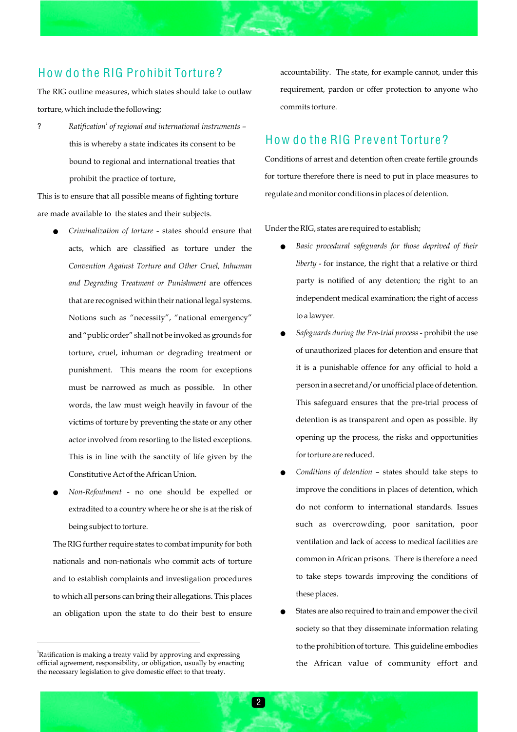## How do the RIG Prohibit Torture?

The RIG outline measures, which states should take to outlaw torture, which include the following;

? *Ratification*[1] *of regional and international instruments* – this is whereby a state indicates its consent to be bound to regional and international treaties that prohibit the practice of torture,

This is to ensure that all possible means of fighting torture are made available to the states and their subjects.

- *Criminalization of torture* - states should ensure that acts, which are classified as torture under the *Convention Against Torture and Other Cruel, Inhuman and Degrading Treatment or Punishment* are offences that are recognised within their national legal systems. Notions such as "necessity", "national emergency" and "public order" shall not be invoked as grounds for torture, cruel, inhuman or degrading treatment or punishment. This means the room for exceptions must be narrowed as much as possible. In other words, the law must weigh heavily in favour of the victims of torture by preventing the state or any other actor involved from resorting to the listed exceptions. This is in line with the sanctity of life given by the Constitutive Act of the African Union.
- *Non-Refoulment* - no one should be expelled or extradited to a country where he or she is at the risk of being subject to torture.

The RIG further require states to combat impunity for both nationals and non-nationals who commit acts of torture and to establish complaints and investigation procedures to which all persons can bring their allegations. This places an obligation upon the state to do their best to ensure accountability. The state, for example cannot, under this requirement, pardon or offer protection to anyone who commits torture.

[1]Ratification is making a treaty valid by approving and expressing official agreement, responsibility, or obligation, usually by enacting the necessary legislation to give domestic effect to that treaty.

## How do the RIG Prevent Torture?

Conditions of arrest and detention often create fertile grounds for torture therefore there is need to put in place measures to regulate and monitor conditions in places of detention.

Under the RIG, states are required to establish;

- *Basic procedural safeguards for those deprived of their liberty* - for instance, the right that a relative or third party is notified of any detention; the right to an independent medical examination; the right of access to a lawyer.
- *Safeguards during the Pre-trial process* - prohibit the use of unauthorized places for detention and ensure that it is a punishable offence for any official to hold a person in a secret and/or unofficial place of detention. This safeguard ensures that the pre-trial process of detention is as transparent and open as possible. By opening up the process, the risks and opportunities for torture are reduced.
- *Conditions of detention* – states should take steps to improve the conditions in places of detention, which do not conform to international standards. Issues such as overcrowding, poor sanitation, poor ventilation and lack of access to medical facilities are common in African prisons. There is therefore a need to take steps towards improving the conditions of these places.
- States are also required to train and empower the civil society so that they disseminate information relating to the prohibition of torture. This guideline embodies the African value of community effort and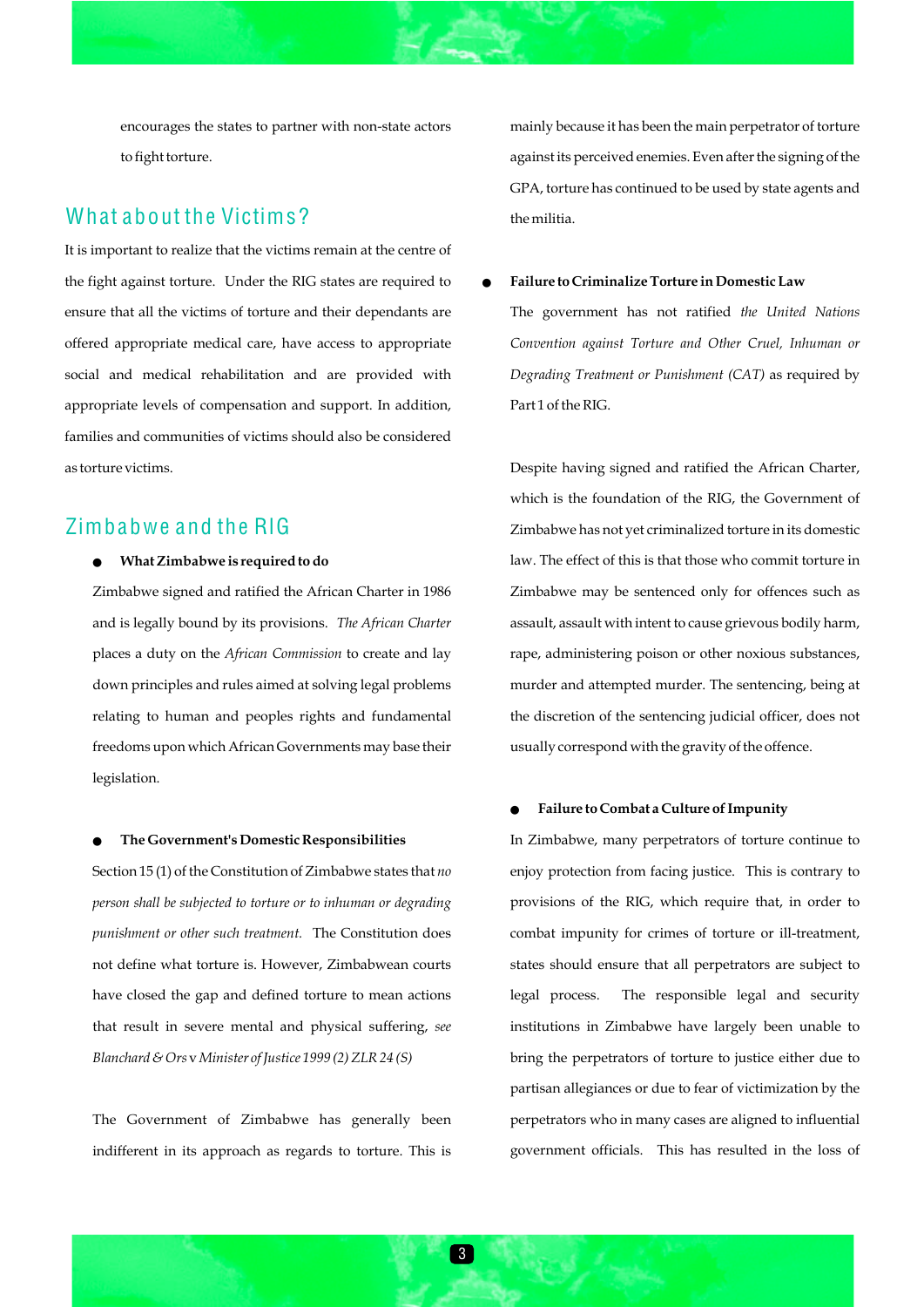encourages the states to partner with non-state actors to fight torture.

## What about the Victims?

It is important to realize that the victims remain at the centre of the fight against torture. Under the RIG states are required to ensure that all the victims of torture and their dependants are offered appropriate medical care, have access to appropriate social and medical rehabilitation and are provided with appropriate levels of compensation and support. In addition, families and communities of victims should also be considered as torture victims.

## Zimbabwe and the RIG

- **What Zimbabwe is required to do**

Zimbabwe signed and ratified the African Charter in 1986 and is legally bound by its provisions. *The African Charter* places a duty on the *African Commission* to create and lay down principles and rules aimed at solving legal problems relating to human and peoples rights and fundamental freedoms upon which African Governments may base their legislation.

- **The Government's Domestic Responsibilities**

Section 15 (1) of the Constitution of Zimbabwe states that *no person shall be subjected to torture or to inhuman or degrading punishment or other such treatment.* The Constitution does not define what torture is. However, Zimbabwean courts have closed the gap and defined torture to mean actions that result in severe mental and physical suffering, *see Blanchard & Ors* v *Minister of Justice 1999 (2) ZLR 24 (S)*

The Government of Zimbabwe has generally been indifferent in its approach as regards to torture. This is mainly because it has been the main perpetrator of torture against its perceived enemies. Even after the signing of the GPA, torture has continued to be used by state agents and the militia.

- **Failure to Criminalize Torture in Domestic Law**

The government has not ratified *the United Nations Convention against Torture and Other Cruel, Inhuman or Degrading Treatment or Punishment (CAT)* as required by Part 1 of the RIG.

Despite having signed and ratified the African Charter, which is the foundation of the RIG, the Government of Zimbabwe has not yet criminalized torture in its domestic law. The effect of this is that those who commit torture in Zimbabwe may be sentenced only for offences such as assault, assault with intent to cause grievous bodily harm, rape, administering poison or other noxious substances, murder and attempted murder. The sentencing, being at the discretion of the sentencing judicial officer, does not usually correspond with the gravity of the offence.

- **Failure to Combat a Culture of Impunity**

In Zimbabwe, many perpetrators of torture continue to enjoy protection from facing justice. This is contrary to provisions of the RIG, which require that, in order to combat impunity for crimes of torture or ill-treatment, states should ensure that all perpetrators are subject to legal process. The responsible legal and security institutions in Zimbabwe have largely been unable to bring the perpetrators of torture to justice either due to partisan allegiances or due to fear of victimization by the perpetrators who in many cases are aligned to influential government officials. This has resulted in the loss of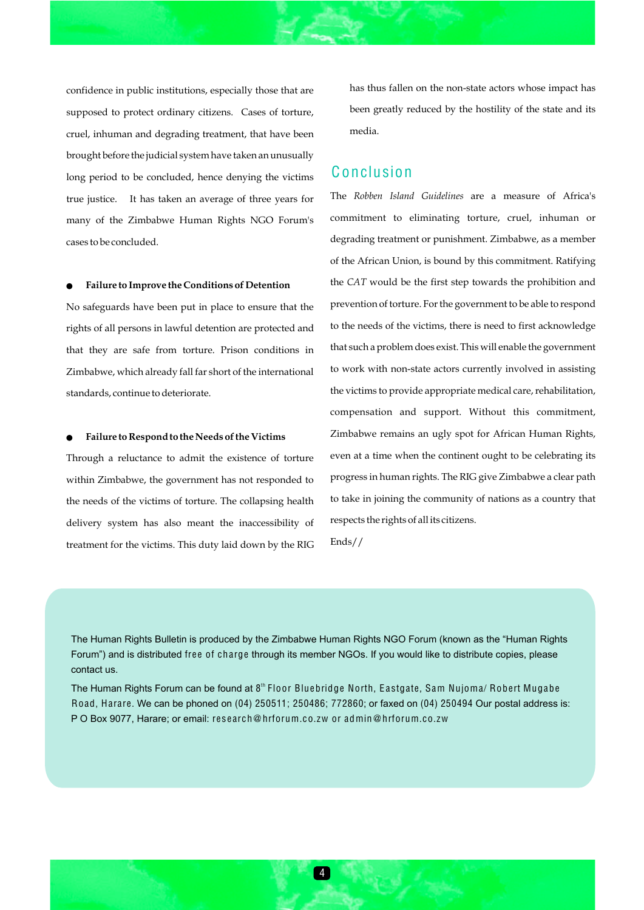confidence in public institutions, especially those that are supposed to protect ordinary citizens. Cases of torture, cruel, inhuman and degrading treatment, that have been brought before the judicial system have taken an unusually long period to be concluded, hence denying the victims true justice. It has taken an average of three years for many of the Zimbabwe Human Rights NGO Forum's cases to be concluded.

- **Failure to Improve the Conditions of Detention**

No safeguards have been put in place to ensure that the rights of all persons in lawful detention are protected and that they are safe from torture. Prison conditions in Zimbabwe, which already fall far short of the international standards, continue to deteriorate.

- **Failure to Respond to the Needs of the Victims**

Through a reluctance to admit the existence of torture within Zimbabwe, the government has not responded to the needs of the victims of torture. The collapsing health delivery system has also meant the inaccessibility of treatment for the victims. This duty laid down by the RIG has thus fallen on the non-state actors whose impact has been greatly reduced by the hostility of the state and its media.

## Conclusion

The *Robben Island Guidelines* are a measure of Africa's commitment to eliminating torture, cruel, inhuman or degrading treatment or punishment. Zimbabwe, as a member of the African Union, is bound by this commitment. Ratifying the *CAT* would be the first step towards the prohibition and prevention of torture. For the government to be able to respond to the needs of the victims, there is need to first acknowledge that such a problem does exist. This will enable the government to work with non-state actors currently involved in assisting the victims to provide appropriate medical care, rehabilitation, compensation and support. Without this commitment, Zimbabwe remains an ugly spot for African Human Rights, even at a time when the continent ought to be celebrating its progress in human rights. The RIG give Zimbabwe a clear path to take in joining the community of nations as a country that respects the rights of all its citizens.

Ends//

The Human Rights Bulletin is produced by the Zimbabwe Human Rights NGO Forum (known as the "Human Rights Forum") and is distributed free of charge through its member NGOs. If you would like to distribute copies, please contact us.

The Human Rights Forum can be found at 8th Floor Bluebridge North, Eastgate, Sam Nujoma/ Robert Mugabe Road, Harare. We can be phoned on (04) 250511; 250486; 772860; or faxed on (04) 250494 Our postal address is: P O Box 9077, Harare; or email: research@hrforum.co.zw or admin@hrforum.co.zw